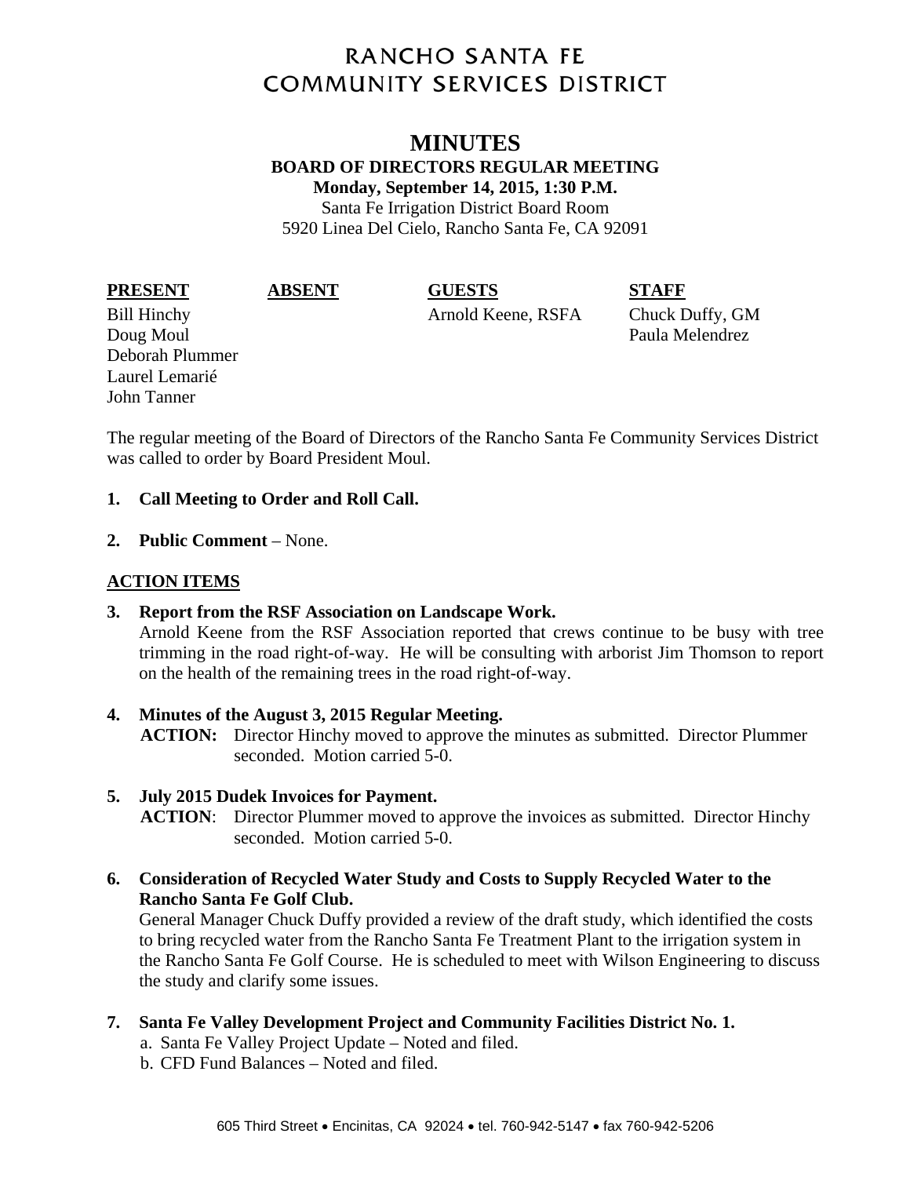# RANCHO SANTA FE COMMUNITY SERVICES DISTRICT

## MINUTES

**BOARD OF DIRECTORS REGULAR MEETING**
**Monday, September 14, 2015, 1:30 P.M.**
Santa Fe Irrigation District Board Room
5920 Linea Del Cielo, Rancho Santa Fe, CA 92091

| PRESENT | ABSENT | GUESTS | STAFF |
|---|---|---|---|
| Bill Hinchy | | Arnold Keene, RSFA | Chuck Duffy, GM |
| Doug Moul | | | Paula Melendrez |
| Deborah Plummer | | | |
| Laurel Lemarié | | | |
| John Tanner | | | |

The regular meeting of the Board of Directors of the Rancho Santa Fe Community Services District was called to order by Board President Moul.

1. **Call Meeting to Order and Roll Call.**

2. **Public Comment** – None.

**ACTION ITEMS**

3. **Report from the RSF Association on Landscape Work.**
   Arnold Keene from the RSF Association reported that crews continue to be busy with tree trimming in the road right-of-way. He will be consulting with arborist Jim Thomson to report on the health of the remaining trees in the road right-of-way.

4. **Minutes of the August 3, 2015 Regular Meeting.**
   **ACTION:** Director Hinchy moved to approve the minutes as submitted. Director Plummer seconded. Motion carried 5-0.

5. **July 2015 Dudek Invoices for Payment.**
   **ACTION**: Director Plummer moved to approve the invoices as submitted. Director Hinchy seconded. Motion carried 5-0.

6. **Consideration of Recycled Water Study and Costs to Supply Recycled Water to the Rancho Santa Fe Golf Club.**
   General Manager Chuck Duffy provided a review of the draft study, which identified the costs to bring recycled water from the Rancho Santa Fe Treatment Plant to the irrigation system in the Rancho Santa Fe Golf Course. He is scheduled to meet with Wilson Engineering to discuss the study and clarify some issues.

7. **Santa Fe Valley Development Project and Community Facilities District No. 1.**
   a. Santa Fe Valley Project Update – Noted and filed.
   b. CFD Fund Balances – Noted and filed.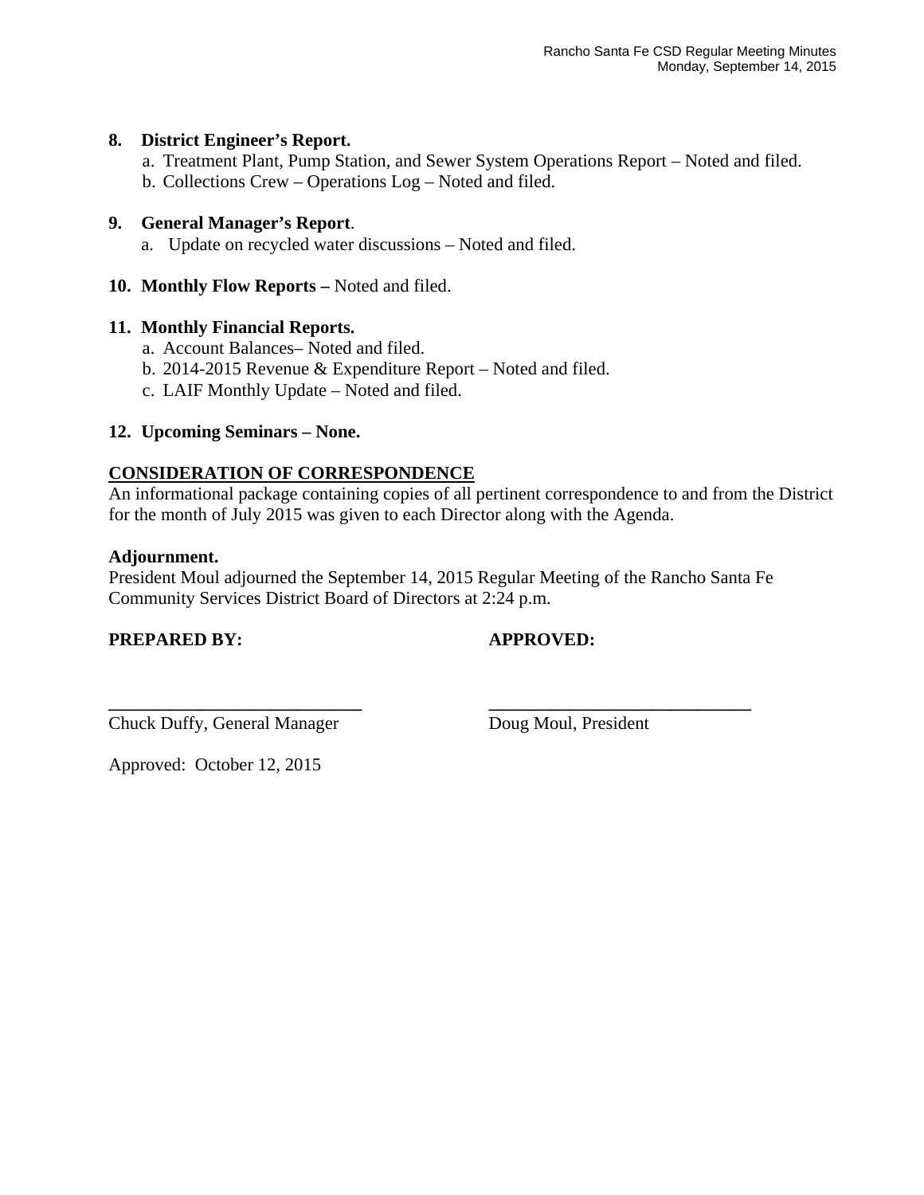**8. District Engineer's Report.**

a. Treatment Plant, Pump Station, and Sewer System Operations Report – Noted and filed.
b. Collections Crew – Operations Log – Noted and filed.

**9. General Manager's Report**.

a. Update on recycled water discussions – Noted and filed.

**10. Monthly Flow Reports –** Noted and filed.

**11. Monthly Financial Reports.**

a. Account Balances– Noted and filed.
b. 2014-2015 Revenue & Expenditure Report – Noted and filed.
c. LAIF Monthly Update – Noted and filed.

**12. Upcoming Seminars – None.**

**CONSIDERATION OF CORRESPONDENCE**

An informational package containing copies of all pertinent correspondence to and from the District for the month of July 2015 was given to each Director along with the Agenda.

**Adjournment.**

President Moul adjourned the September 14, 2015 Regular Meeting of the Rancho Santa Fe Community Services District Board of Directors at 2:24 p.m.

**PREPARED BY:** **APPROVED:**

\_\_\_\_\_\_\_\_\_\_\_\_\_\_\_\_\_\_\_\_\_\_\_\_\_\_\_\_ \_\_\_\_\_\_\_\_\_\_\_\_\_\_\_\_\_\_\_\_\_\_\_\_\_\_\_\_\_

Chuck Duffy, General Manager Doug Moul, President

Approved: October 12, 2015